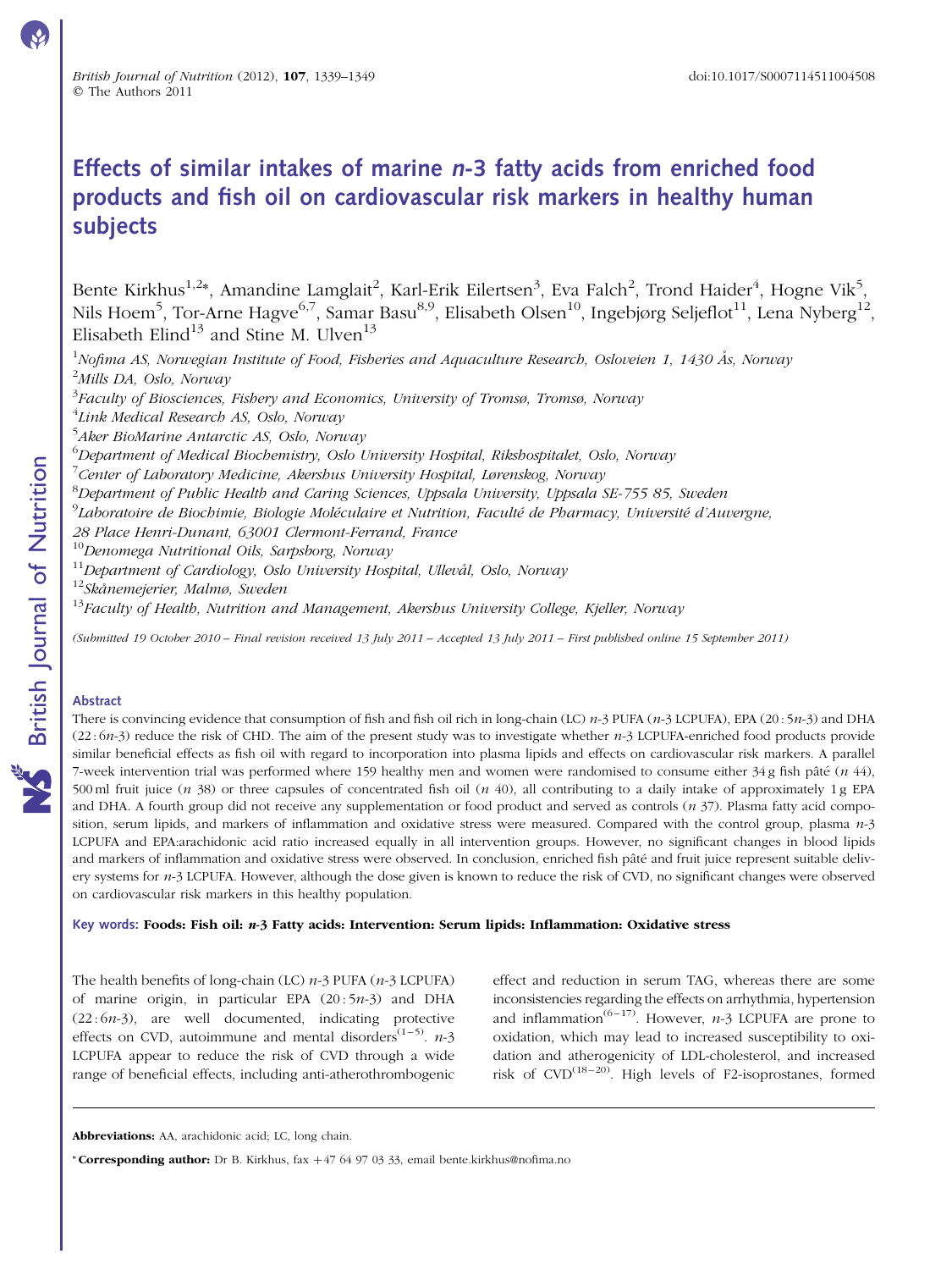# Effects of similar intakes of marine *n*-3 fatty acids from enriched food products and fish oil on cardiovascular risk markers in healthy human subjects

Bente Kirkhus[1,2*], Amandine Lamglait[2], Karl-Erik Eilertsen[3], Eva Falch[2], Trond Haider[4], Hogne Vik[5], Nils Hoem[5], Tor-Arne Hagve[6,7], Samar Basu[8,9], Elisabeth Olsen[10], Ingebjørg Seljeflot[11], Lena Nyberg[12], Elisabeth Elind[13] and Stine M. Ulven[13]

[1]*Nofima AS, Norwegian Institute of Food, Fisheries and Aquaculture Research, Osloveien 1, 1430 Ås, Norway*
[2]*Mills DA, Oslo, Norway*
[3]*Faculty of Biosciences, Fishery and Economics, University of Tromsø, Tromsø, Norway*
[4]*Link Medical Research AS, Oslo, Norway*
[5]*Aker BioMarine Antarctic AS, Oslo, Norway*
[6]*Department of Medical Biochemistry, Oslo University Hospital, Rikshospitalet, Oslo, Norway*
[7]*Center of Laboratory Medicine, Akershus University Hospital, Lørenskog, Norway*
[8]*Department of Public Health and Caring Sciences, Uppsala University, Uppsala SE-755 85, Sweden*
[9]*Laboratoire de Biochimie, Biologie Moléculaire et Nutrition, Faculté de Pharmacy, Université d'Auvergne, 28 Place Henri-Dunant, 63001 Clermont-Ferrand, France*
[10]*Denomega Nutritional Oils, Sarpsborg, Norway*
[11]*Department of Cardiology, Oslo University Hospital, Ullevål, Oslo, Norway*
[12]*Skånemejerier, Malmø, Sweden*
[13]*Faculty of Health, Nutrition and Management, Akershus University College, Kjeller, Norway*

*(Submitted 19 October 2010 – Final revision received 13 July 2011 – Accepted 13 July 2011 – First published online 15 September 2011)*

## Abstract

There is convincing evidence that consumption of fish and fish oil rich in long-chain (LC) *n*-3 PUFA (*n*-3 LCPUFA), EPA (20 : 5*n*-3) and DHA (22 : 6*n*-3) reduce the risk of CHD. The aim of the present study was to investigate whether *n*-3 LCPUFA-enriched food products provide similar beneficial effects as fish oil with regard to incorporation into plasma lipids and effects on cardiovascular risk markers. A parallel 7-week intervention trial was performed where 159 healthy men and women were randomised to consume either 34 g fish pâté (*n* 44), 500 ml fruit juice (*n* 38) or three capsules of concentrated fish oil (*n* 40), all contributing to a daily intake of approximately 1 g EPA and DHA. A fourth group did not receive any supplementation or food product and served as controls (*n* 37). Plasma fatty acid composition, serum lipids, and markers of inflammation and oxidative stress were measured. Compared with the control group, plasma *n*-3 LCPUFA and EPA:arachidonic acid ratio increased equally in all intervention groups. However, no significant changes in blood lipids and markers of inflammation and oxidative stress were observed. In conclusion, enriched fish pâté and fruit juice represent suitable delivery systems for *n*-3 LCPUFA. However, although the dose given is known to reduce the risk of CVD, no significant changes were observed on cardiovascular risk markers in this healthy population.

**Key words: Foods: Fish oil: *n*-3 Fatty acids: Intervention: Serum lipids: Inflammation: Oxidative stress**

The health benefits of long-chain (LC) *n*-3 PUFA (*n*-3 LCPUFA) of marine origin, in particular EPA (20 : 5*n*-3) and DHA (22 : 6*n*-3), are well documented, indicating protective effects on CVD, autoimmune and mental disorders[1–5]. *n*-3 LCPUFA appear to reduce the risk of CVD through a wide range of beneficial effects, including anti-atherothrombogenic effect and reduction in serum TAG, whereas there are some inconsistencies regarding the effects on arrhythmia, hypertension and inflammation[6–17]. However, *n*-3 LCPUFA are prone to oxidation, which may lead to increased susceptibility to oxidation and atherogenicity of LDL-cholesterol, and increased risk of CVD[18–20]. High levels of F2-isoprostanes, formed

**Abbreviations:** AA, arachidonic acid; LC, long chain.

***Corresponding author:** Dr B. Kirkhus, fax +47 64 97 03 33, email bente.kirkhus@nofima.no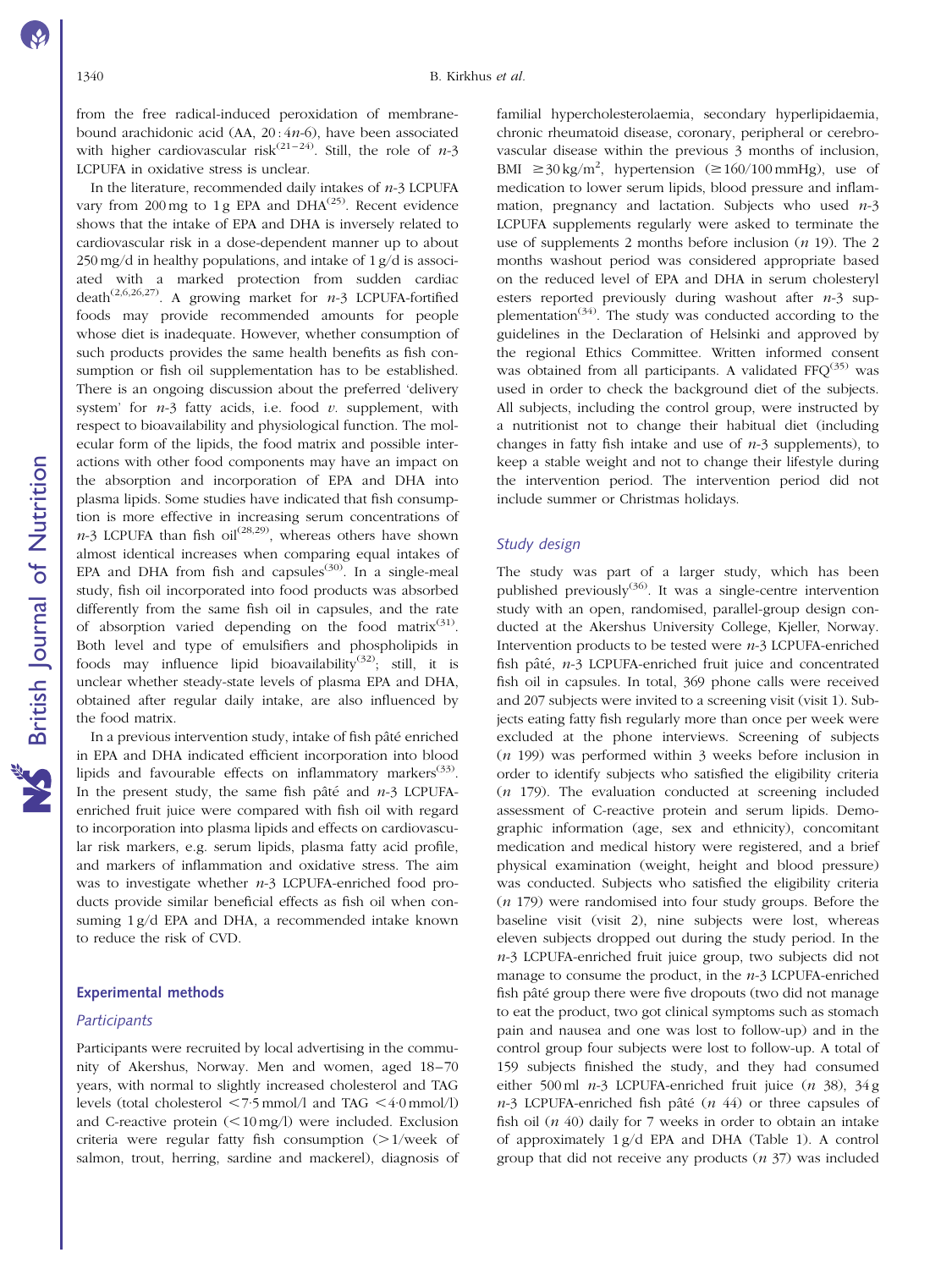from the free radical-induced peroxidation of membrane-bound arachidonic acid (AA, 20 : 4*n*-6), have been associated with higher cardiovascular risk[21–24]. Still, the role of *n*-3 LCPUFA in oxidative stress is unclear.

In the literature, recommended daily intakes of *n*-3 LCPUFA vary from 200 mg to 1 g EPA and DHA[25]. Recent evidence shows that the intake of EPA and DHA is inversely related to cardiovascular risk in a dose-dependent manner up to about 250 mg/d in healthy populations, and intake of 1 g/d is associated with a marked protection from sudden cardiac death[2,6,26,27]. A growing market for *n*-3 LCPUFA-fortified foods may provide recommended amounts for people whose diet is inadequate. However, whether consumption of such products provides the same health benefits as fish consumption or fish oil supplementation has to be established. There is an ongoing discussion about the preferred 'delivery system' for *n*-3 fatty acids, i.e. food *v.* supplement, with respect to bioavailability and physiological function. The molecular form of the lipids, the food matrix and possible interactions with other food components may have an impact on the absorption and incorporation of EPA and DHA into plasma lipids. Some studies have indicated that fish consumption is more effective in increasing serum concentrations of *n*-3 LCPUFA than fish oil[28,29], whereas others have shown almost identical increases when comparing equal intakes of EPA and DHA from fish and capsules[30]. In a single-meal study, fish oil incorporated into food products was absorbed differently from the same fish oil in capsules, and the rate of absorption varied depending on the food matrix[31]. Both level and type of emulsifiers and phospholipids in foods may influence lipid bioavailability[32]; still, it is unclear whether steady-state levels of plasma EPA and DHA, obtained after regular daily intake, are also influenced by the food matrix.

In a previous intervention study, intake of fish pâté enriched in EPA and DHA indicated efficient incorporation into blood lipids and favourable effects on inflammatory markers[33]. In the present study, the same fish pâté and *n*-3 LCPUFA-enriched fruit juice were compared with fish oil with regard to incorporation into plasma lipids and effects on cardiovascular risk markers, e.g. serum lipids, plasma fatty acid profile, and markers of inflammation and oxidative stress. The aim was to investigate whether *n*-3 LCPUFA-enriched food products provide similar beneficial effects as fish oil when consuming 1 g/d EPA and DHA, a recommended intake known to reduce the risk of CVD.

## Experimental methods

### Participants

Participants were recruited by local advertising in the community of Akershus, Norway. Men and women, aged 18–70 years, with normal to slightly increased cholesterol and TAG levels (total cholesterol <7·5 mmol/l and TAG <4·0 mmol/l) and C-reactive protein (<10 mg/l) were included. Exclusion criteria were regular fatty fish consumption (>1/week of salmon, trout, herring, sardine and mackerel), diagnosis of familial hypercholesterolaemia, secondary hyperlipidaemia, chronic rheumatoid disease, coronary, peripheral or cerebrovascular disease within the previous 3 months of inclusion, BMI ≥30 kg/m$^2$, hypertension (≥160/100 mmHg), use of medication to lower serum lipids, blood pressure and inflammation, pregnancy and lactation. Subjects who used *n*-3 LCPUFA supplements regularly were asked to terminate the use of supplements 2 months before inclusion (*n* 19). The 2 months washout period was considered appropriate based on the reduced level of EPA and DHA in serum cholesteryl esters reported previously during washout after *n*-3 supplementation[34]. The study was conducted according to the guidelines in the Declaration of Helsinki and approved by the regional Ethics Committee. Written informed consent was obtained from all participants. A validated FFQ[35] was used in order to check the background diet of the subjects. All subjects, including the control group, were instructed by a nutritionist not to change their habitual diet (including changes in fatty fish intake and use of *n*-3 supplements), to keep a stable weight and not to change their lifestyle during the intervention period. The intervention period did not include summer or Christmas holidays.

### Study design

The study was part of a larger study, which has been published previously[36]. It was a single-centre intervention study with an open, randomised, parallel-group design conducted at the Akershus University College, Kjeller, Norway. Intervention products to be tested were *n*-3 LCPUFA-enriched fish pâté, *n*-3 LCPUFA-enriched fruit juice and concentrated fish oil in capsules. In total, 369 phone calls were received and 207 subjects were invited to a screening visit (visit 1). Subjects eating fatty fish regularly more than once per week were excluded at the phone interviews. Screening of subjects (*n* 199) was performed within 3 weeks before inclusion in order to identify subjects who satisfied the eligibility criteria (*n* 179). The evaluation conducted at screening included assessment of C-reactive protein and serum lipids. Demographic information (age, sex and ethnicity), concomitant medication and medical history were registered, and a brief physical examination (weight, height and blood pressure) was conducted. Subjects who satisfied the eligibility criteria (*n* 179) were randomised into four study groups. Before the baseline visit (visit 2), nine subjects were lost, whereas eleven subjects dropped out during the study period. In the *n*-3 LCPUFA-enriched fruit juice group, two subjects did not manage to consume the product, in the *n*-3 LCPUFA-enriched fish pâté group there were five dropouts (two did not manage to eat the product, two got clinical symptoms such as stomach pain and nausea and one was lost to follow-up) and in the control group four subjects were lost to follow-up. A total of 159 subjects finished the study, and they had consumed either 500 ml *n*-3 LCPUFA-enriched fruit juice (*n* 38), 34 g *n*-3 LCPUFA-enriched fish pâté (*n* 44) or three capsules of fish oil (*n* 40) daily for 7 weeks in order to obtain an intake of approximately 1 g/d EPA and DHA (Table 1). A control group that did not receive any products (*n* 37) was included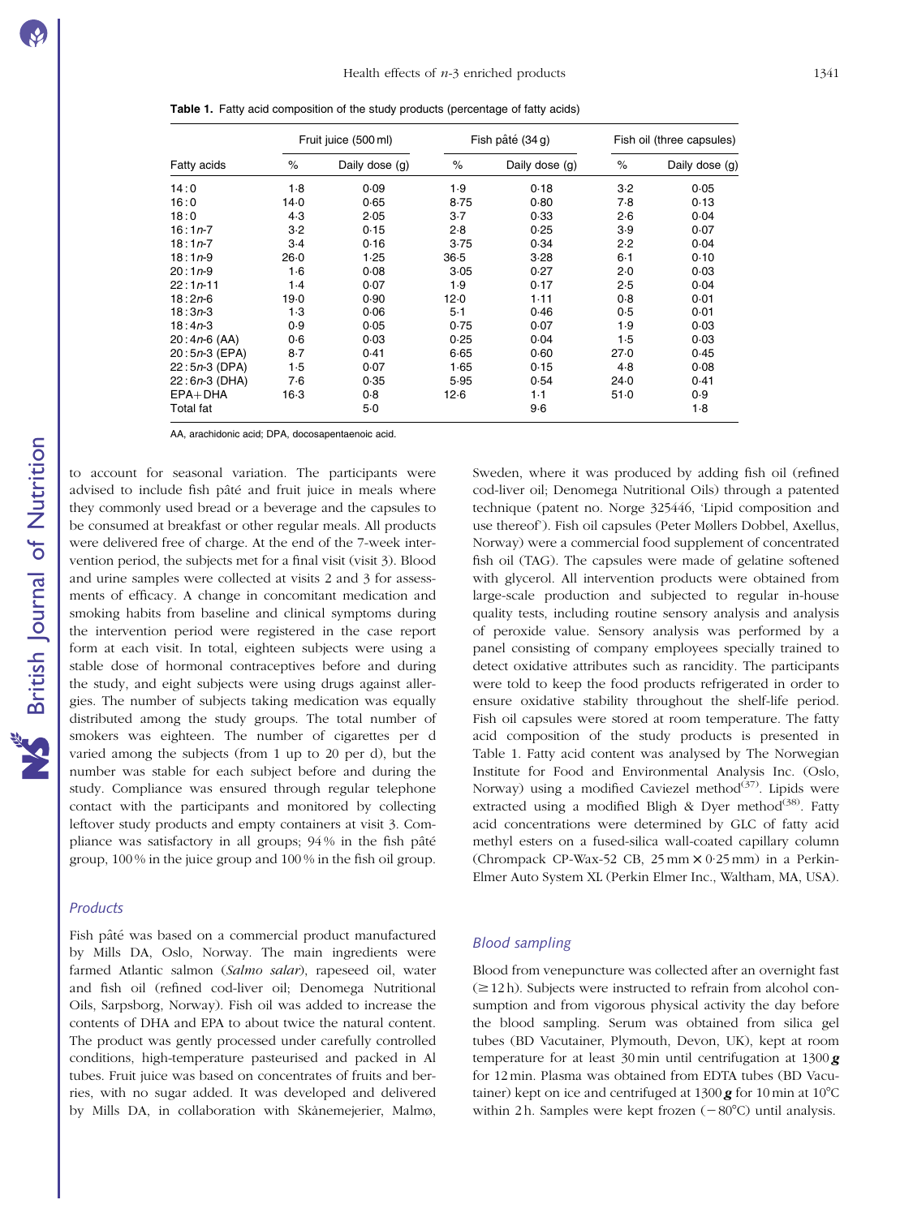**Table 1.** Fatty acid composition of the study products (percentage of fatty acids)

| Fatty acids | Fruit juice (500 ml) | | Fish pâté (34 g) | | Fish oil (three capsules) | |
|---|---|---|---|---|---|---|
| | % | Daily dose (g) | % | Daily dose (g) | % | Daily dose (g) |
| 14 : 0 | 1·8 | 0·09 | 1·9 | 0·18 | 3·2 | 0·05 |
| 16 : 0 | 14·0 | 0·65 | 8·75 | 0·80 | 7·8 | 0·13 |
| 18 : 0 | 4·3 | 2·05 | 3·7 | 0·33 | 2·6 | 0·04 |
| 16 : 1*n*-7 | 3·2 | 0·15 | 2·8 | 0·25 | 3·9 | 0·07 |
| 18 : 1*n*-7 | 3·4 | 0·16 | 3·75 | 0·34 | 2·2 | 0·04 |
| 18 : 1*n*-9 | 26·0 | 1·25 | 36·5 | 3·28 | 6·1 | 0·10 |
| 20 : 1*n*-9 | 1·6 | 0·08 | 3·05 | 0·27 | 2·0 | 0·03 |
| 22 : 1*n*-11 | 1·4 | 0·07 | 1·9 | 0·17 | 2·5 | 0·04 |
| 18 : 2*n*-6 | 19·0 | 0·90 | 12·0 | 1·11 | 0·8 | 0·01 |
| 18 : 3*n*-3 | 1·3 | 0·06 | 5·1 | 0·46 | 0·5 | 0·01 |
| 18 : 4*n*-3 | 0·9 | 0·05 | 0·75 | 0·07 | 1·9 | 0·03 |
| 20 : 4*n*-6 (AA) | 0·6 | 0·03 | 0·25 | 0·04 | 1·5 | 0·03 |
| 20 : 5*n*-3 (EPA) | 8·7 | 0·41 | 6·65 | 0·60 | 27·0 | 0·45 |
| 22 : 5*n*-3 (DPA) | 1·5 | 0·07 | 1·65 | 0·15 | 4·8 | 0·08 |
| 22 : 6*n*-3 (DHA) | 7·6 | 0·35 | 5·95 | 0·54 | 24·0 | 0·41 |
| EPA+DHA | 16·3 | 0·8 | 12·6 | 1·1 | 51·0 | 0·9 |
| Total fat | | 5·0 | | 9·6 | | 1·8 |

AA, arachidonic acid; DPA, docosapentaenoic acid.

to account for seasonal variation. The participants were advised to include fish pâté and fruit juice in meals where they commonly used bread or a beverage and the capsules to be consumed at breakfast or other regular meals. All products were delivered free of charge. At the end of the 7-week intervention period, the subjects met for a final visit (visit 3). Blood and urine samples were collected at visits 2 and 3 for assessments of efficacy. A change in concomitant medication and smoking habits from baseline and clinical symptoms during the intervention period were registered in the case report form at each visit. In total, eighteen subjects were using a stable dose of hormonal contraceptives before and during the study, and eight subjects were using drugs against allergies. The number of subjects taking medication was equally distributed among the study groups. The total number of smokers was eighteen. The number of cigarettes per d varied among the subjects (from 1 up to 20 per d), but the number was stable for each subject before and during the study. Compliance was ensured through regular telephone contact with the participants and monitored by collecting leftover study products and empty containers at visit 3. Compliance was satisfactory in all groups; 94 % in the fish pâté group, 100 % in the juice group and 100 % in the fish oil group.

### *Products*

Fish pâté was based on a commercial product manufactured by Mills DA, Oslo, Norway. The main ingredients were farmed Atlantic salmon (*Salmo salar*), rapeseed oil, water and fish oil (refined cod-liver oil; Denomega Nutritional Oils, Sarpsborg, Norway). Fish oil was added to increase the contents of DHA and EPA to about twice the natural content. The product was gently processed under carefully controlled conditions, high-temperature pasteurised and packed in Al tubes. Fruit juice was based on concentrates of fruits and berries, with no sugar added. It was developed and delivered by Mills DA, in collaboration with Skånemejerier, Malmø, Sweden, where it was produced by adding fish oil (refined cod-liver oil; Denomega Nutritional Oils) through a patented technique (patent no. Norge 325446, 'Lipid composition and use thereof'). Fish oil capsules (Peter Møllers Dobbel, Axellus, Norway) were a commercial food supplement of concentrated fish oil (TAG). The capsules were made of gelatine softened with glycerol. All intervention products were obtained from large-scale production and subjected to regular in-house quality tests, including routine sensory analysis and analysis of peroxide value. Sensory analysis was performed by a panel consisting of company employees specially trained to detect oxidative attributes such as rancidity. The participants were told to keep the food products refrigerated in order to ensure oxidative stability throughout the shelf-life period. Fish oil capsules were stored at room temperature. The fatty acid composition of the study products is presented in Table 1. Fatty acid content was analysed by The Norwegian Institute for Food and Environmental Analysis Inc. (Oslo, Norway) using a modified Caviezel method[37]. Lipids were extracted using a modified Bligh & Dyer method[38]. Fatty acid concentrations were determined by GLC of fatty acid methyl esters on a fused-silica wall-coated capillary column (Chrompack CP-Wax-52 CB, 25 mm × 0·25 mm) in a Perkin-Elmer Auto System XL (Perkin Elmer Inc., Waltham, MA, USA).

### *Blood sampling*

Blood from venepuncture was collected after an overnight fast (≥12 h). Subjects were instructed to refrain from alcohol consumption and from vigorous physical activity the day before the blood sampling. Serum was obtained from silica gel tubes (BD Vacutainer, Plymouth, Devon, UK), kept at room temperature for at least 30 min until centrifugation at 1300 ***g*** for 12 min. Plasma was obtained from EDTA tubes (BD Vacutainer) kept on ice and centrifuged at 1300 ***g*** for 10 min at 10°C within 2 h. Samples were kept frozen (−80°C) until analysis.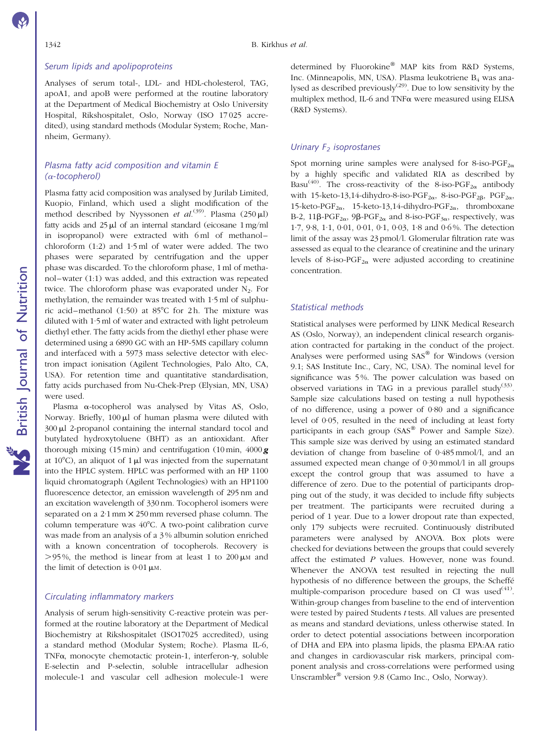### Serum lipids and apolipoproteins

Analyses of serum total-, LDL- and HDL-cholesterol, TAG, apoA1, and apoB were performed at the routine laboratory at the Department of Medical Biochemistry at Oslo University Hospital, Rikshospitalet, Oslo, Norway (ISO 17 025 accredited), using standard methods (Modular System; Roche, Mannheim, Germany).

### Plasma fatty acid composition and vitamin E (α-tocopherol)

Plasma fatty acid composition was analysed by Jurilab Limited, Kuopio, Finland, which used a slight modification of the method described by Nyyssonen *et al.*[39]. Plasma (250 μl) fatty acids and 25 μl of an internal standard (eicosane 1 mg/ml in isopropanol) were extracted with 6 ml of methanol–chloroform (1:2) and 1·5 ml of water were added. The two phases were separated by centrifugation and the upper phase was discarded. To the chloroform phase, 1 ml of methanol–water (1:1) was added, and this extraction was repeated twice. The chloroform phase was evaporated under $N_2$. For methylation, the remainder was treated with 1·5 ml of sulphuric acid–methanol (1:50) at 85°C for 2 h. The mixture was diluted with 1·5 ml of water and extracted with light petroleum diethyl ether. The fatty acids from the diethyl ether phase were determined using a 6890 GC with an HP-5MS capillary column and interfaced with a 5973 mass selective detector with electron impact ionisation (Agilent Technologies, Palo Alto, CA, USA). For retention time and quantitative standardisation, fatty acids purchased from Nu-Chek-Prep (Elysian, MN, USA) were used.

Plasma α-tocopherol was analysed by Vitas AS, Oslo, Norway. Briefly, 100 μl of human plasma were diluted with 300 μl 2-propanol containing the internal standard tocol and butylated hydroxytoluene (BHT) as an antioxidant. After thorough mixing (15 min) and centrifugation (10 min, 4000 ***g*** at 10°C), an aliquot of 1 μl was injected from the supernatant into the HPLC system. HPLC was performed with an HP 1100 liquid chromatograph (Agilent Technologies) with an HP1100 fluorescence detector, an emission wavelength of 295 nm and an excitation wavelength of 330 nm. Tocopherol isomers were separated on a 2·1 mm × 250 mm reversed phase column. The column temperature was 40°C. A two-point calibration curve was made from an analysis of a 3 % albumin solution enriched with a known concentration of tocopherols. Recovery is >95 %, the method is linear from at least 1 to 200 μM and the limit of detection is 0·01 μM.

### Circulating inflammatory markers

Analysis of serum high-sensitivity C-reactive protein was performed at the routine laboratory at the Department of Medical Biochemistry at Rikshospitalet (ISO17025 accredited), using a standard method (Modular System; Roche). Plasma IL-6, TNFα, monocyte chemotactic protein-1, interferon-γ, soluble E-selectin and P-selectin, soluble intracellular adhesion molecule-1 and vascular cell adhesion molecule-1 were determined by Fluorokine® MAP kits from R&D Systems, Inc. (Minneapolis, MN, USA). Plasma leukotriene $B_4$ was analysed as described previously[29]. Due to low sensitivity by the multiplex method, IL-6 and TNFα were measured using ELISA (R&D Systems).

### Urinary $F_2$ isoprostanes

Spot morning urine samples were analysed for 8-iso-$PGF_{2\alpha}$ by a highly specific and validated RIA as described by Basu[40]. The cross-reactivity of the 8-iso-$PGF_{2\alpha}$ antibody with 15-keto-13,14-dihydro-8-iso-$PGF_{2\alpha}$, 8-iso-$PGF_{2\beta}$, $PGF_{2\alpha}$, 15-keto-$PGF_{2\alpha}$, 15-keto-13,14-dihydro-$PGF_{2\alpha}$, thromboxane B-2, 11β-$PGF_{2\alpha}$, 9β-$PGF_{2\alpha}$ and 8-iso-$PGF_{3\alpha}$, respectively, was 1·7, 9·8, 1·1, 0·01, 0·01, 0·1, 0·03, 1·8 and 0·6 %. The detection limit of the assay was 23 pmol/l. Glomerular filtration rate was assessed as equal to the clearance of creatinine and the urinary levels of 8-iso-$PGF_{2\alpha}$ were adjusted according to creatinine concentration.

### Statistical methods

Statistical analyses were performed by LINK Medical Research AS (Oslo, Norway), an independent clinical research organisation contracted for partaking in the conduct of the project. Analyses were performed using SAS® for Windows (version 9.1; SAS Institute Inc., Cary, NC, USA). The nominal level for significance was 5 %. The power calculation was based on observed variations in TAG in a previous parallel study[33]. Sample size calculations based on testing a null hypothesis of no difference, using a power of 0·80 and a significance level of 0·05, resulted in the need of including at least forty participants in each group (SAS® Power and Sample Size). This sample size was derived by using an estimated standard deviation of change from baseline of 0·485 mmol/l, and an assumed expected mean change of 0·30 mmol/l in all groups except the control group that was assumed to have a difference of zero. Due to the potential of participants dropping out of the study, it was decided to include fifty subjects per treatment. The participants were recruited during a period of 1 year. Due to a lower dropout rate than expected, only 179 subjects were recruited. Continuously distributed parameters were analysed by ANOVA. Box plots were checked for deviations between the groups that could severely affect the estimated *P* values. However, none was found. Whenever the ANOVA test resulted in rejecting the null hypothesis of no difference between the groups, the Scheffé multiple-comparison procedure based on CI was used[41]. Within-group changes from baseline to the end of intervention were tested by paired Students *t* tests. All values are presented as means and standard deviations, unless otherwise stated. In order to detect potential associations between incorporation of DHA and EPA into plasma lipids, the plasma EPA:AA ratio and changes in cardiovascular risk markers, principal component analysis and cross-correlations were performed using Unscrambler® version 9.8 (Camo Inc., Oslo, Norway).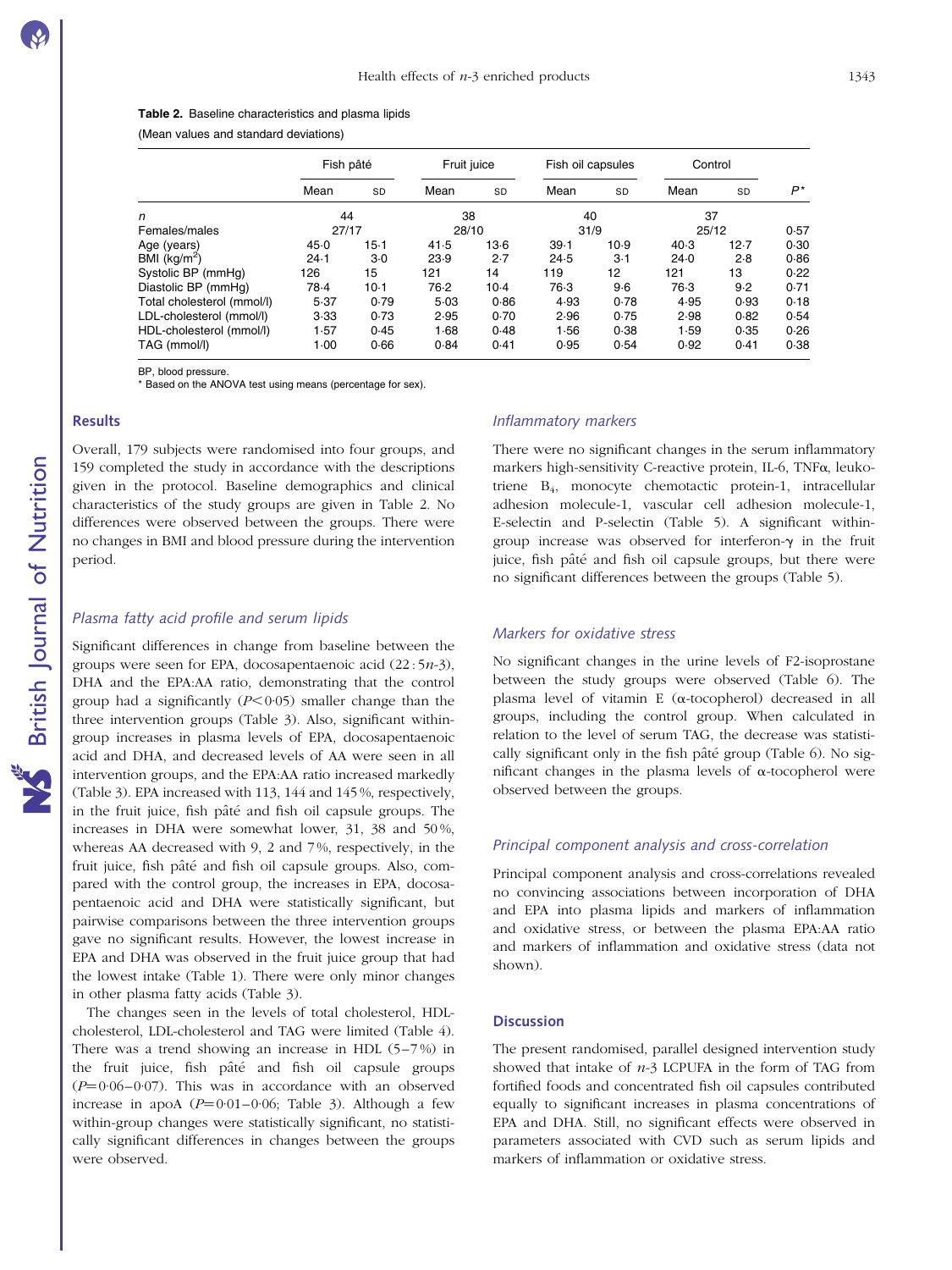**Table 2.** Baseline characteristics and plasma lipids

(Mean values and standard deviations)

| | Fish pâté | | Fruit juice | | Fish oil capsules | | Control | | |
|---|---|---|---|---|---|---|---|---|---|
| | Mean | SD | Mean | SD | Mean | SD | Mean | SD | $P$* |
| $n$ | 44 | | 38 | | 40 | | 37 | | |
| Females/males | 27/17 | | 28/10 | | 31/9 | | 25/12 | | 0·57 |
| Age (years) | 45·0 | 15·1 | 41·5 | 13·6 | 39·1 | 10·9 | 40·3 | 12·7 | 0·30 |
| BMI (kg/m$^2$) | 24·1 | 3·0 | 23·9 | 2·7 | 24·5 | 3·1 | 24·0 | 2·8 | 0·86 |
| Systolic BP (mmHg) | 126 | 15 | 121 | 14 | 119 | 12 | 121 | 13 | 0·22 |
| Diastolic BP (mmHg) | 78·4 | 10·1 | 76·2 | 10·4 | 76·3 | 9·6 | 76·3 | 9·2 | 0·71 |
| Total cholesterol (mmol/l) | 5·37 | 0·79 | 5·03 | 0·86 | 4·93 | 0·78 | 4·95 | 0·93 | 0·18 |
| LDL-cholesterol (mmol/l) | 3·33 | 0·73 | 2·95 | 0·70 | 2·96 | 0·75 | 2·98 | 0·82 | 0·54 |
| HDL-cholesterol (mmol/l) | 1·57 | 0·45 | 1·68 | 0·48 | 1·56 | 0·38 | 1·59 | 0·35 | 0·26 |
| TAG (mmol/l) | 1·00 | 0·66 | 0·84 | 0·41 | 0·95 | 0·54 | 0·92 | 0·41 | 0·38 |

BP, blood pressure.

\* Based on the ANOVA test using means (percentage for sex).

## Results

Overall, 179 subjects were randomised into four groups, and 159 completed the study in accordance with the descriptions given in the protocol. Baseline demographics and clinical characteristics of the study groups are given in Table 2. No differences were observed between the groups. There were no changes in BMI and blood pressure during the intervention period.

### *Plasma fatty acid profile and serum lipids*

Significant differences in change from baseline between the groups were seen for EPA, docosapentaenoic acid (22 : 5$n$-3), DHA and the EPA:AA ratio, demonstrating that the control group had a significantly ($P$<0·05) smaller change than the three intervention groups (Table 3). Also, significant within-group increases in plasma levels of EPA, docosapentaenoic acid and DHA, and decreased levels of AA were seen in all intervention groups, and the EPA:AA ratio increased markedly (Table 3). EPA increased with 113, 144 and 145 %, respectively, in the fruit juice, fish pâté and fish oil capsule groups. The increases in DHA were somewhat lower, 31, 38 and 50 %, whereas AA decreased with 9, 2 and 7 %, respectively, in the fruit juice, fish pâté and fish oil capsule groups. Also, compared with the control group, the increases in EPA, docosapentaenoic acid and DHA were statistically significant, but pairwise comparisons between the three intervention groups gave no significant results. However, the lowest increase in EPA and DHA was observed in the fruit juice group that had the lowest intake (Table 1). There were only minor changes in other plasma fatty acids (Table 3).

The changes seen in the levels of total cholesterol, HDL-cholesterol, LDL-cholesterol and TAG were limited (Table 4). There was a trend showing an increase in HDL (5–7 %) in the fruit juice, fish pâté and fish oil capsule groups ($P$=0·06–0·07). This was in accordance with an observed increase in apoA ($P$=0·01–0·06; Table 3). Although a few within-group changes were statistically significant, no statistically significant differences in changes between the groups were observed.

### *Inflammatory markers*

There were no significant changes in the serum inflammatory markers high-sensitivity C-reactive protein, IL-6, TNFα, leukotriene $B_4$, monocyte chemotactic protein-1, intracellular adhesion molecule-1, vascular cell adhesion molecule-1, E-selectin and P-selectin (Table 5). A significant within-group increase was observed for interferon-γ in the fruit juice, fish pâté and fish oil capsule groups, but there were no significant differences between the groups (Table 5).

### *Markers for oxidative stress*

No significant changes in the urine levels of F2-isoprostane between the study groups were observed (Table 6). The plasma level of vitamin E (α-tocopherol) decreased in all groups, including the control group. When calculated in relation to the level of serum TAG, the decrease was statistically significant only in the fish pâté group (Table 6). No significant changes in the plasma levels of α-tocopherol were observed between the groups.

### *Principal component analysis and cross-correlation*

Principal component analysis and cross-correlations revealed no convincing associations between incorporation of DHA and EPA into plasma lipids and markers of inflammation and oxidative stress, or between the plasma EPA:AA ratio and markers of inflammation and oxidative stress (data not shown).

## Discussion

The present randomised, parallel designed intervention study showed that intake of $n$-3 LCPUFA in the form of TAG from fortified foods and concentrated fish oil capsules contributed equally to significant increases in plasma concentrations of EPA and DHA. Still, no significant effects were observed in parameters associated with CVD such as serum lipids and markers of inflammation or oxidative stress.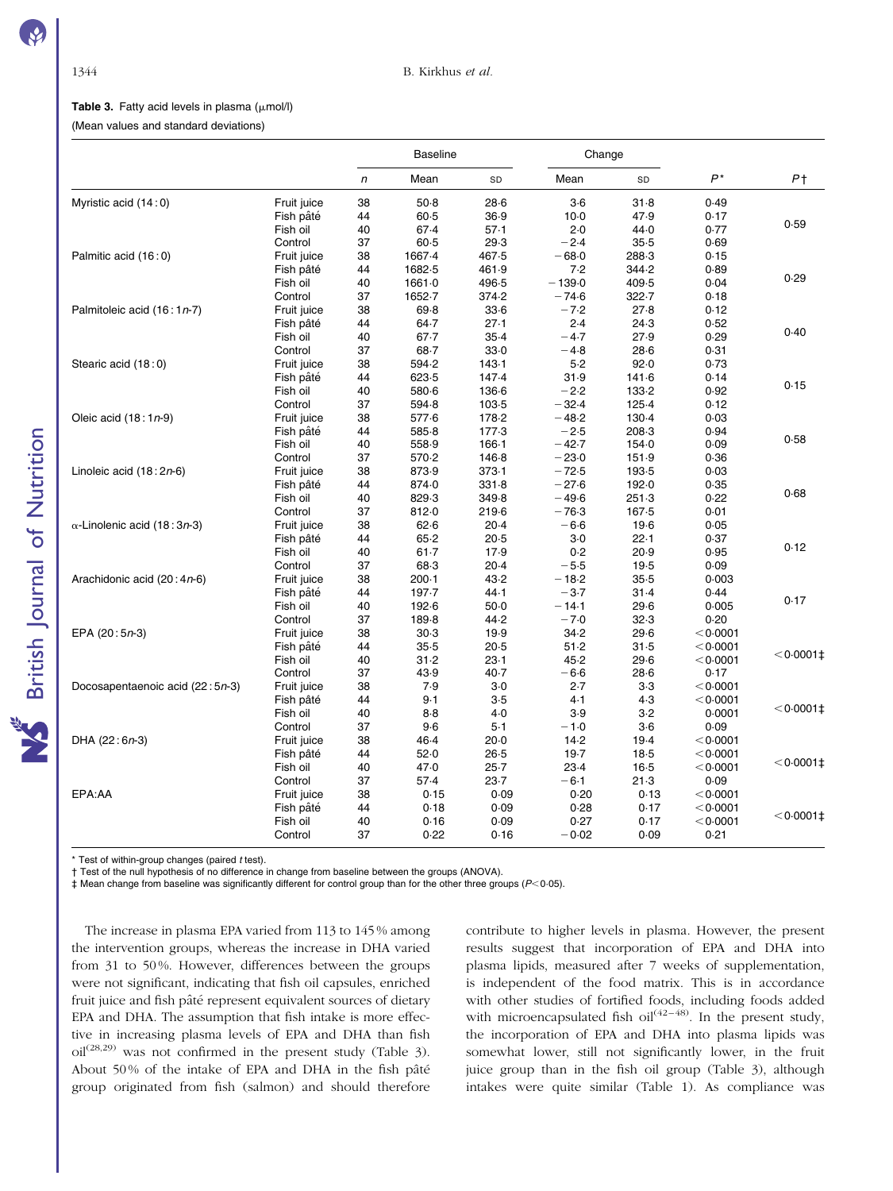**Table 3.** Fatty acid levels in plasma (μmol/l)

(Mean values and standard deviations)

| | | Baseline | | | Change | | | |
|---|---|---|---|---|---|---|---|---|
| | | *n* | Mean | SD | Mean | SD | *P** | *P*† |
| Myristic acid (14 : 0) | Fruit juice | 38 | 50·8 | 28·6 | 3·6 | 31·8 | 0·49 | 0·59 |
| | Fish pâté | 44 | 60·5 | 36·9 | 10·0 | 47·9 | 0·17 | |
| | Fish oil | 40 | 67·4 | 57·1 | 2·0 | 44·0 | 0·77 | |
| | Control | 37 | 60·5 | 29·3 | −2·4 | 35·5 | 0·69 | |
| Palmitic acid (16 : 0) | Fruit juice | 38 | 1667·4 | 467·5 | −68·0 | 288·3 | 0·15 | 0·29 |
| | Fish pâté | 44 | 1682·5 | 461·9 | 7·2 | 344·2 | 0·89 | |
| | Fish oil | 40 | 1661·0 | 496·5 | −139·0 | 409·5 | 0·04 | |
| | Control | 37 | 1652·7 | 374·2 | −74·6 | 322·7 | 0·18 | |
| Palmitoleic acid (16 : 1*n*-7) | Fruit juice | 38 | 69·8 | 33·6 | −7·2 | 27·8 | 0·12 | 0·40 |
| | Fish pâté | 44 | 64·7 | 27·1 | 2·4 | 24·3 | 0·52 | |
| | Fish oil | 40 | 67·7 | 35·4 | −4·7 | 27·9 | 0·29 | |
| | Control | 37 | 68·7 | 33·0 | −4·8 | 28·6 | 0·31 | |
| Stearic acid (18 : 0) | Fruit juice | 38 | 594·2 | 143·1 | 5·2 | 92·0 | 0·73 | 0·15 |
| | Fish pâté | 44 | 623·5 | 147·4 | 31·9 | 141·6 | 0·14 | |
| | Fish oil | 40 | 580·6 | 136·6 | −2·2 | 133·2 | 0·92 | |
| | Control | 37 | 594·8 | 103·5 | −32·4 | 125·4 | 0·12 | |
| Oleic acid (18 : 1*n*-9) | Fruit juice | 38 | 577·6 | 178·2 | −48·2 | 130·4 | 0·03 | 0·58 |
| | Fish pâté | 44 | 585·8 | 177·3 | −2·5 | 208·3 | 0·94 | |
| | Fish oil | 40 | 558·9 | 166·1 | −42·7 | 154·0 | 0·09 | |
| | Control | 37 | 570·2 | 146·8 | −23·0 | 151·9 | 0·36 | |
| Linoleic acid (18 : 2*n*-6) | Fruit juice | 38 | 873·9 | 373·1 | −72·5 | 193·5 | 0·03 | 0·68 |
| | Fish pâté | 44 | 874·0 | 331·8 | −27·6 | 192·0 | 0·35 | |
| | Fish oil | 40 | 829·3 | 349·8 | −49·6 | 251·3 | 0·22 | |
| | Control | 37 | 812·0 | 219·6 | −76·3 | 167·5 | 0·01 | |
| α-Linolenic acid (18 : 3*n*-3) | Fruit juice | 38 | 62·6 | 20·4 | −6·6 | 19·6 | 0·05 | 0·12 |
| | Fish pâté | 44 | 65·2 | 20·5 | 3·0 | 22·1 | 0·37 | |
| | Fish oil | 40 | 61·7 | 17·9 | 0·2 | 20·9 | 0·95 | |
| | Control | 37 | 68·3 | 20·4 | −5·5 | 19·5 | 0·09 | |
| Arachidonic acid (20 : 4*n*-6) | Fruit juice | 38 | 200·1 | 43·2 | −18·2 | 35·5 | 0·003 | 0·17 |
| | Fish pâté | 44 | 197·7 | 44·1 | −3·7 | 31·4 | 0·44 | |
| | Fish oil | 40 | 192·6 | 50·0 | −14·1 | 29·6 | 0·005 | |
| | Control | 37 | 189·8 | 44·2 | −7·0 | 32·3 | 0·20 | |
| EPA (20 : 5*n*-3) | Fruit juice | 38 | 30·3 | 19·9 | 34·2 | 29·6 | < 0·0001 | < 0·0001‡ |
| | Fish pâté | 44 | 35·5 | 20·5 | 51·2 | 31·5 | < 0·0001 | |
| | Fish oil | 40 | 31·2 | 23·1 | 45·2 | 29·6 | < 0·0001 | |
| | Control | 37 | 43·9 | 40·7 | −6·6 | 28·6 | 0·17 | |
| Docosapentaenoic acid (22 : 5*n*-3) | Fruit juice | 38 | 7·9 | 3·0 | 2·7 | 3·3 | < 0·0001 | < 0·0001‡ |
| | Fish pâté | 44 | 9·1 | 3·5 | 4·1 | 4·3 | < 0·0001 | |
| | Fish oil | 40 | 8·8 | 4·0 | 3·9 | 3·2 | 0·0001 | |
| | Control | 37 | 9·6 | 5·1 | −1·0 | 3·6 | 0·09 | |
| DHA (22 : 6*n*-3) | Fruit juice | 38 | 46·4 | 20·0 | 14·2 | 19·4 | < 0·0001 | < 0·0001‡ |
| | Fish pâté | 44 | 52·0 | 26·5 | 19·7 | 18·5 | < 0·0001 | |
| | Fish oil | 40 | 47·0 | 25·7 | 23·4 | 16·5 | < 0·0001 | |
| | Control | 37 | 57·4 | 23·7 | −6·1 | 21·3 | 0·09 | |
| EPA:AA | Fruit juice | 38 | 0·15 | 0·09 | 0·20 | 0·13 | < 0·0001 | < 0·0001‡ |
| | Fish pâté | 44 | 0·18 | 0·09 | 0·28 | 0·17 | < 0·0001 | |
| | Fish oil | 40 | 0·16 | 0·09 | 0·27 | 0·17 | < 0·0001 | |
| | Control | 37 | 0·22 | 0·16 | −0·02 | 0·09 | 0·21 | |

\* Test of within-group changes (paired *t* test).

† Test of the null hypothesis of no difference in change from baseline between the groups (ANOVA).

‡ Mean change from baseline was significantly different for control group than for the other three groups ($P < 0·05$).

The increase in plasma EPA varied from 113 to 145 % among the intervention groups, whereas the increase in DHA varied from 31 to 50 %. However, differences between the groups were not significant, indicating that fish oil capsules, enriched fruit juice and fish pâté represent equivalent sources of dietary EPA and DHA. The assumption that fish intake is more effective in increasing plasma levels of EPA and DHA than fish oil[28,29] was not confirmed in the present study (Table 3). About 50 % of the intake of EPA and DHA in the fish pâté group originated from fish (salmon) and should therefore contribute to higher levels in plasma. However, the present results suggest that incorporation of EPA and DHA into plasma lipids, measured after 7 weeks of supplementation, is independent of the food matrix. This is in accordance with other studies of fortified foods, including foods added with microencapsulated fish oil[42–48]. In the present study, the incorporation of EPA and DHA into plasma lipids was somewhat lower, but still not significantly lower, in the fruit juice group than in the fish oil group (Table 3), although intakes were quite similar (Table 1). As compliance was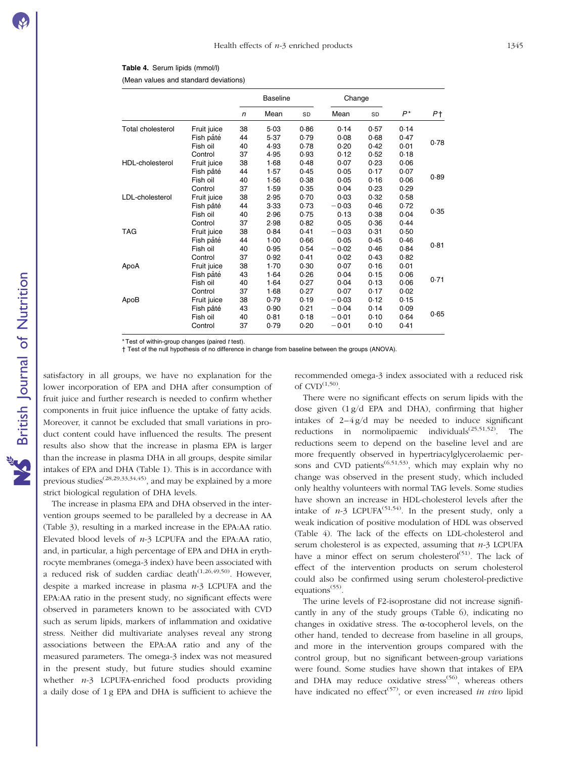**Table 4.** Serum lipids (mmol/l)

(Mean values and standard deviations)

| | | Baseline | | | Change | | | |
|---|---|---|---|---|---|---|---|---|
| | | *n* | Mean | SD | Mean | SD | *P** | *P*† |
| Total cholesterol | Fruit juice | 38 | 5·03 | 0·86 | 0·14 | 0·57 | 0·14 | 0·78 |
| | Fish pâté | 44 | 5·37 | 0·79 | 0·08 | 0·68 | 0·47 | |
| | Fish oil | 40 | 4·93 | 0·78 | 0·20 | 0·42 | 0·01 | |
| | Control | 37 | 4·95 | 0·93 | 0·12 | 0·52 | 0·18 | |
| HDL-cholesterol | Fruit juice | 38 | 1·68 | 0·48 | 0·07 | 0·23 | 0·06 | 0·89 |
| | Fish pâté | 44 | 1·57 | 0·45 | 0·05 | 0·17 | 0·07 | |
| | Fish oil | 40 | 1·56 | 0·38 | 0·05 | 0·16 | 0·06 | |
| | Control | 37 | 1·59 | 0·35 | 0·04 | 0·23 | 0·29 | |
| LDL-cholesterol | Fruit juice | 38 | 2·95 | 0·70 | 0·03 | 0·32 | 0·58 | 0·35 |
| | Fish pâté | 44 | 3·33 | 0·73 | −0·03 | 0·46 | 0·72 | |
| | Fish oil | 40 | 2·96 | 0·75 | 0·13 | 0·38 | 0·04 | |
| | Control | 37 | 2·98 | 0·82 | 0·05 | 0·36 | 0·44 | |
| TAG | Fruit juice | 38 | 0·84 | 0·41 | −0·03 | 0·31 | 0·50 | 0·81 |
| | Fish pâté | 44 | 1·00 | 0·66 | 0·05 | 0·45 | 0·46 | |
| | Fish oil | 40 | 0·95 | 0·54 | −0·02 | 0·46 | 0·84 | |
| | Control | 37 | 0·92 | 0·41 | 0·02 | 0·43 | 0·82 | |
| ApoA | Fruit juice | 38 | 1·70 | 0·30 | 0·07 | 0·16 | 0·01 | 0·71 |
| | Fish pâté | 43 | 1·64 | 0·26 | 0·04 | 0·15 | 0·06 | |
| | Fish oil | 40 | 1·64 | 0·27 | 0·04 | 0·13 | 0·06 | |
| | Control | 37 | 1·68 | 0·27 | 0·07 | 0·17 | 0·02 | |
| ApoB | Fruit juice | 38 | 0·79 | 0·19 | −0·03 | 0·12 | 0·15 | 0·65 |
| | Fish pâté | 43 | 0·90 | 0·21 | −0·04 | 0·14 | 0·09 | |
| | Fish oil | 40 | 0·81 | 0·18 | −0·01 | 0·10 | 0·64 | |
| | Control | 37 | 0·79 | 0·20 | −0·01 | 0·10 | 0·41 | |

\* Test of within-group changes (paired *t* test).

† Test of the null hypothesis of no difference in change from baseline between the groups (ANOVA).

satisfactory in all groups, we have no explanation for the lower incorporation of EPA and DHA after consumption of fruit juice and further research is needed to confirm whether components in fruit juice influence the uptake of fatty acids. Moreover, it cannot be excluded that small variations in product content could have influenced the results. The present results also show that the increase in plasma EPA is larger than the increase in plasma DHA in all groups, despite similar intakes of EPA and DHA (Table 1). This is in accordance with previous studies[28,29,33,34,45], and may be explained by a more strict biological regulation of DHA levels.

The increase in plasma EPA and DHA observed in the intervention groups seemed to be paralleled by a decrease in AA (Table 3), resulting in a marked increase in the EPA:AA ratio. Elevated blood levels of *n*-3 LCPUFA and the EPA:AA ratio, and, in particular, a high percentage of EPA and DHA in erythrocyte membranes (omega-3 index) have been associated with a reduced risk of sudden cardiac death[1,26,49,50]. However, despite a marked increase in plasma *n*-3 LCPUFA and the EPA:AA ratio in the present study, no significant effects were observed in parameters known to be associated with CVD such as serum lipids, markers of inflammation and oxidative stress. Neither did multivariate analyses reveal any strong associations between the EPA:AA ratio and any of the measured parameters. The omega-3 index was not measured in the present study, but future studies should examine whether *n*-3 LCPUFA-enriched food products providing a daily dose of 1 g EPA and DHA is sufficient to achieve the recommended omega-3 index associated with a reduced risk of CVD[1,50].

There were no significant effects on serum lipids with the dose given (1 g/d EPA and DHA), confirming that higher intakes of 2–4 g/d may be needed to induce significant reductions in normolipaemic individuals[25,51,52]. The reductions seem to depend on the baseline level and are more frequently observed in hypertriacylglycerolaemic persons and CVD patients[6,51,53], which may explain why no change was observed in the present study, which included only healthy volunteers with normal TAG levels. Some studies have shown an increase in HDL-cholesterol levels after the intake of *n*-3 LCPUFA[51,54]. In the present study, only a weak indication of positive modulation of HDL was observed (Table 4). The lack of the effects on LDL-cholesterol and serum cholesterol is as expected, assuming that *n*-3 LCPUFA have a minor effect on serum cholesterol[51]. The lack of effect of the intervention products on serum cholesterol could also be confirmed using serum cholesterol-predictive equations[55].

The urine levels of F2-isoprostane did not increase significantly in any of the study groups (Table 6), indicating no changes in oxidative stress. The α-tocopherol levels, on the other hand, tended to decrease from baseline in all groups, and more in the intervention groups compared with the control group, but no significant between-group variations were found. Some studies have shown that intakes of EPA and DHA may reduce oxidative stress[56], whereas others have indicated no effect[57], or even increased *in vivo* lipid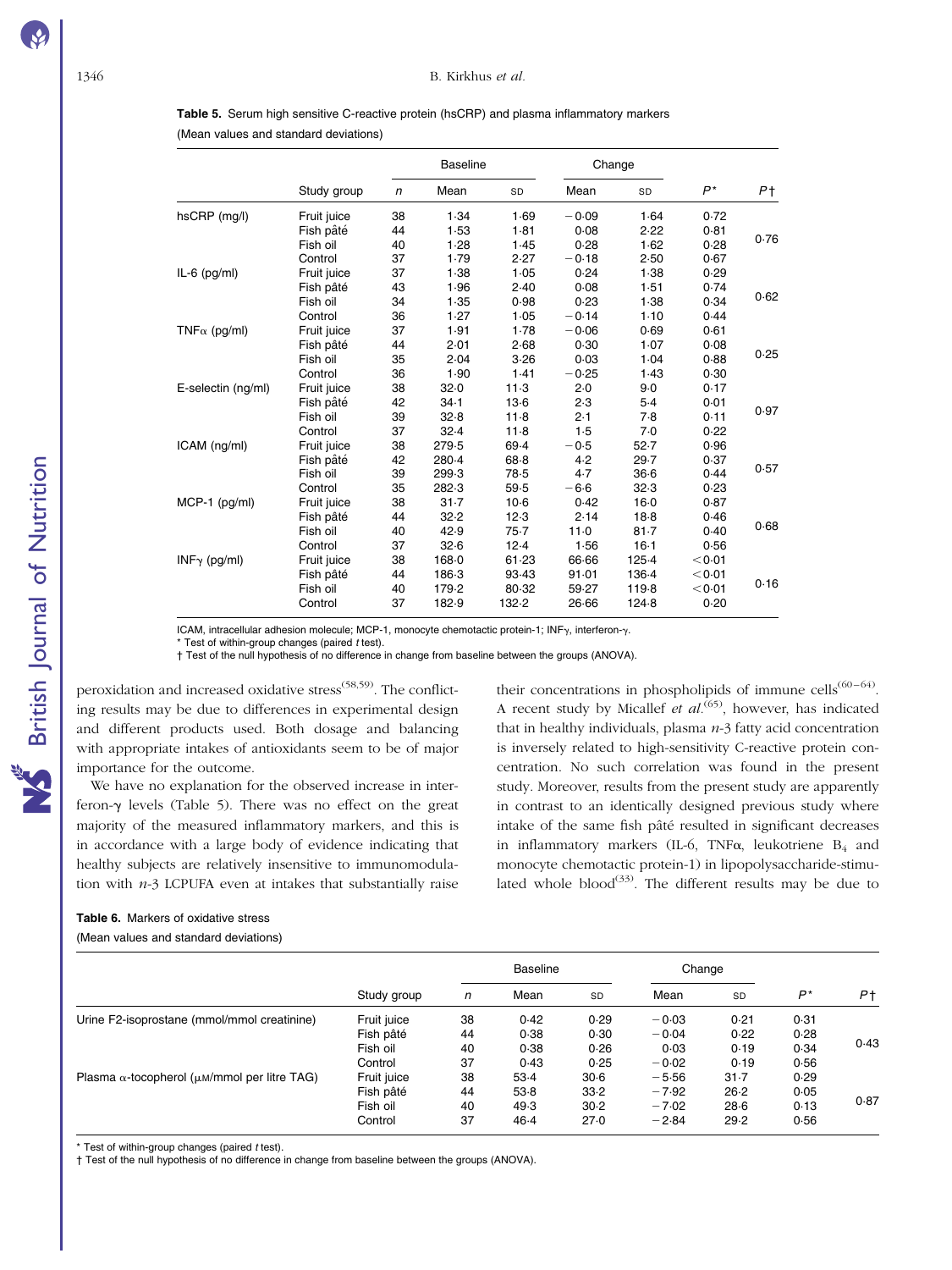**Table 5.** Serum high sensitive C-reactive protein (hsCRP) and plasma inflammatory markers

(Mean values and standard deviations)

| | Study group | Baseline | | | Change | | | |
|---|---|---|---|---|---|---|---|---|
| | | *n* | Mean | SD | Mean | SD | *P*\* | *P*† |
| hsCRP (mg/l) | Fruit juice | 38 | 1·34 | 1·69 | −0·09 | 1·64 | 0·72 | 0·76 |
| | Fish pâté | 44 | 1·53 | 1·81 | 0·08 | 2·22 | 0·81 | |
| | Fish oil | 40 | 1·28 | 1·45 | 0·28 | 1·62 | 0·28 | |
| | Control | 37 | 1·79 | 2·27 | −0·18 | 2·50 | 0·67 | |
| IL-6 (pg/ml) | Fruit juice | 37 | 1·38 | 1·05 | 0·24 | 1·38 | 0·29 | 0·62 |
| | Fish pâté | 43 | 1·96 | 2·40 | 0·08 | 1·51 | 0·74 | |
| | Fish oil | 34 | 1·35 | 0·98 | 0·23 | 1·38 | 0·34 | |
| | Control | 36 | 1·27 | 1·05 | −0·14 | 1·10 | 0·44 | |
| TNFα (pg/ml) | Fruit juice | 37 | 1·91 | 1·78 | −0·06 | 0·69 | 0·61 | 0·25 |
| | Fish pâté | 44 | 2·01 | 2·68 | 0·30 | 1·07 | 0·08 | |
| | Fish oil | 35 | 2·04 | 3·26 | 0·03 | 1·04 | 0·88 | |
| | Control | 36 | 1·90 | 1·41 | −0·25 | 1·43 | 0·30 | |
| E-selectin (ng/ml) | Fruit juice | 38 | 32·0 | 11·3 | 2·0 | 9·0 | 0·17 | 0·97 |
| | Fish pâté | 42 | 34·1 | 13·6 | 2·3 | 5·4 | 0·01 | |
| | Fish oil | 39 | 32·8 | 11·8 | 2·1 | 7·8 | 0·11 | |
| | Control | 37 | 32·4 | 11·8 | 1·5 | 7·0 | 0·22 | |
| ICAM (ng/ml) | Fruit juice | 38 | 279·5 | 69·4 | −0·5 | 52·7 | 0·96 | 0·57 |
| | Fish pâté | 42 | 280·4 | 68·8 | 4·2 | 29·7 | 0·37 | |
| | Fish oil | 39 | 299·3 | 78·5 | 4·7 | 36·6 | 0·44 | |
| | Control | 35 | 282·3 | 59·5 | −6·6 | 32·3 | 0·23 | |
| MCP-1 (pg/ml) | Fruit juice | 38 | 31·7 | 10·6 | 0·42 | 16·0 | 0·87 | 0·68 |
| | Fish pâté | 44 | 32·2 | 12·3 | 2·14 | 18·8 | 0·46 | |
| | Fish oil | 40 | 42·9 | 75·7 | 11·0 | 81·7 | 0·40 | |
| | Control | 37 | 32·6 | 12·4 | 1·56 | 16·1 | 0·56 | |
| INFγ (pg/ml) | Fruit juice | 38 | 168·0 | 61·23 | 66·66 | 125·4 | <0·01 | 0·16 |
| | Fish pâté | 44 | 186·3 | 93·43 | 91·01 | 136·4 | <0·01 | |
| | Fish oil | 40 | 179·2 | 80·32 | 59·27 | 119·8 | <0·01 | |
| | Control | 37 | 182·9 | 132·2 | 26·66 | 124·8 | 0·20 | |

ICAM, intracellular adhesion molecule; MCP-1, monocyte chemotactic protein-1; INFγ, interferon-γ.

\* Test of within-group changes (paired *t* test).

† Test of the null hypothesis of no difference in change from baseline between the groups (ANOVA).

peroxidation and increased oxidative stress[58,59]. The conflicting results may be due to differences in experimental design and different products used. Both dosage and balancing with appropriate intakes of antioxidants seem to be of major importance for the outcome.

We have no explanation for the observed increase in interferon-γ levels (Table 5). There was no effect on the great majority of the measured inflammatory markers, and this is in accordance with a large body of evidence indicating that healthy subjects are relatively insensitive to immunomodulation with *n*-3 LCPUFA even at intakes that substantially raise their concentrations in phospholipids of immune cells[60–64]. A recent study by Micallef *et al.*[65], however, has indicated that in healthy individuals, plasma *n*-3 fatty acid concentration is inversely related to high-sensitivity C-reactive protein concentration. No such correlation was found in the present study. Moreover, results from the present study are apparently in contrast to an identically designed previous study where intake of the same fish pâté resulted in significant decreases in inflammatory markers (IL-6, TNFα, leukotriene $B_4$ and monocyte chemotactic protein-1) in lipopolysaccharide-stimulated whole blood[33]. The different results may be due to

**Table 6.** Markers of oxidative stress

(Mean values and standard deviations)

| | Study group | Baseline | | | Change | | | |
|---|---|---|---|---|---|---|---|---|
| | | *n* | Mean | SD | Mean | SD | *P*\* | *P*† |
| Urine F2-isoprostane (mmol/mmol creatinine) | Fruit juice | 38 | 0·42 | 0·29 | −0·03 | 0·21 | 0·31 | 0·43 |
| | Fish pâté | 44 | 0·38 | 0·30 | −0·04 | 0·22 | 0·28 | |
| | Fish oil | 40 | 0·38 | 0·26 | 0·03 | 0·19 | 0·34 | |
| | Control | 37 | 0·43 | 0·25 | −0·02 | 0·19 | 0·56 | |
| Plasma α-tocopherol (μM/mmol per litre TAG) | Fruit juice | 38 | 53·4 | 30·6 | −5·56 | 31·7 | 0·29 | 0·87 |
| | Fish pâté | 44 | 53·8 | 33·2 | −7·92 | 26·2 | 0·05 | |
| | Fish oil | 40 | 49·3 | 30·2 | −7·02 | 28·6 | 0·13 | |
| | Control | 37 | 46·4 | 27·0 | −2·84 | 29·2 | 0·56 | |

\* Test of within-group changes (paired *t* test).

† Test of the null hypothesis of no difference in change from baseline between the groups (ANOVA).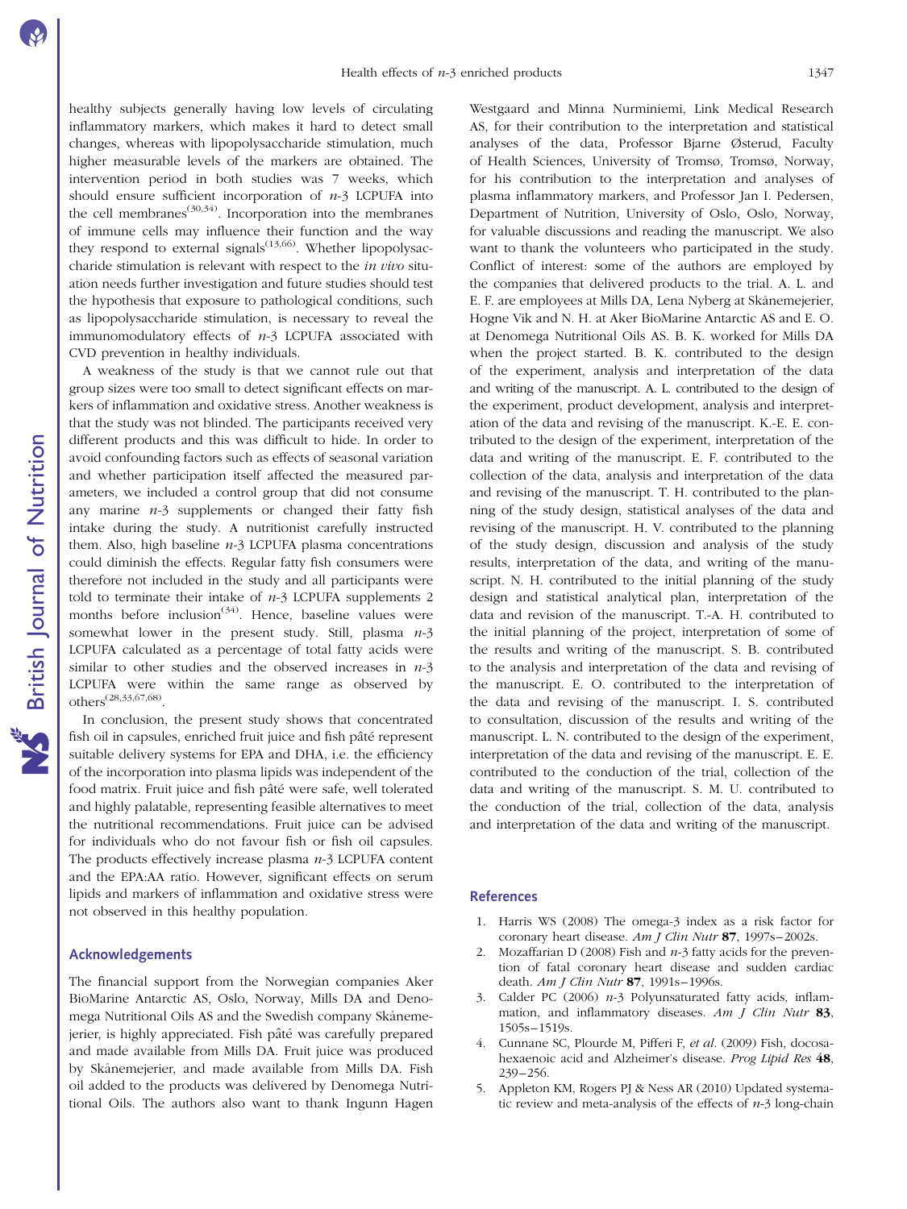healthy subjects generally having low levels of circulating inflammatory markers, which makes it hard to detect small changes, whereas with lipopolysaccharide stimulation, much higher measurable levels of the markers are obtained. The intervention period in both studies was 7 weeks, which should ensure sufficient incorporation of $n$-3 LCPUFA into the cell membranes[30,34]. Incorporation into the membranes of immune cells may influence their function and the way they respond to external signals[13,66]. Whether lipopolysaccharide stimulation is relevant with respect to the *in vivo* situation needs further investigation and future studies should test the hypothesis that exposure to pathological conditions, such as lipopolysaccharide stimulation, is necessary to reveal the immunomodulatory effects of $n$-3 LCPUFA associated with CVD prevention in healthy individuals.

A weakness of the study is that we cannot rule out that group sizes were too small to detect significant effects on markers of inflammation and oxidative stress. Another weakness is that the study was not blinded. The participants received very different products and this was difficult to hide. In order to avoid confounding factors such as effects of seasonal variation and whether participation itself affected the measured parameters, we included a control group that did not consume any marine $n$-3 supplements or changed their fatty fish intake during the study. A nutritionist carefully instructed them. Also, high baseline $n$-3 LCPUFA plasma concentrations could diminish the effects. Regular fatty fish consumers were therefore not included in the study and all participants were told to terminate their intake of $n$-3 LCPUFA supplements 2 months before inclusion[34]. Hence, baseline values were somewhat lower in the present study. Still, plasma $n$-3 LCPUFA calculated as a percentage of total fatty acids were similar to other studies and the observed increases in $n$-3 LCPUFA were within the same range as observed by others[28,33,67,68].

In conclusion, the present study shows that concentrated fish oil in capsules, enriched fruit juice and fish pâté represent suitable delivery systems for EPA and DHA, i.e. the efficiency of the incorporation into plasma lipids was independent of the food matrix. Fruit juice and fish pâté were safe, well tolerated and highly palatable, representing feasible alternatives to meet the nutritional recommendations. Fruit juice can be advised for individuals who do not favour fish or fish oil capsules. The products effectively increase plasma $n$-3 LCPUFA content and the EPA:AA ratio. However, significant effects on serum lipids and markers of inflammation and oxidative stress were not observed in this healthy population.

## Acknowledgements

The financial support from the Norwegian companies Aker BioMarine Antarctic AS, Oslo, Norway, Mills DA and Denomega Nutritional Oils AS and the Swedish company Skånemejerier, is highly appreciated. Fish pâté was carefully prepared and made available from Mills DA. Fruit juice was produced by Skånemejerier, and made available from Mills DA. Fish oil added to the products was delivered by Denomega Nutritional Oils. The authors also want to thank Ingunn Hagen Westgaard and Minna Nurminiemi, Link Medical Research AS, for their contribution to the interpretation and statistical analyses of the data, Professor Bjarne Østerud, Faculty of Health Sciences, University of Tromsø, Tromsø, Norway, for his contribution to the interpretation and analyses of plasma inflammatory markers, and Professor Jan I. Pedersen, Department of Nutrition, University of Oslo, Oslo, Norway, for valuable discussions and reading the manuscript. We also want to thank the volunteers who participated in the study. Conflict of interest: some of the authors are employed by the companies that delivered products to the trial. A. L. and E. F. are employees at Mills DA, Lena Nyberg at Skånemejerier, Hogne Vik and N. H. at Aker BioMarine Antarctic AS and E. O. at Denomega Nutritional Oils AS. B. K. worked for Mills DA when the project started. B. K. contributed to the design of the experiment, analysis and interpretation of the data and writing of the manuscript. A. L. contributed to the design of the experiment, product development, analysis and interpretation of the data and revising of the manuscript. K.-E. E. contributed to the design of the experiment, interpretation of the data and writing of the manuscript. E. F. contributed to the collection of the data, analysis and interpretation of the data and revising of the manuscript. T. H. contributed to the planning of the study design, statistical analyses of the data and revising of the manuscript. H. V. contributed to the planning of the study design, discussion and analysis of the study results, interpretation of the data, and writing of the manuscript. N. H. contributed to the initial planning of the study design and statistical analytical plan, interpretation of the data and revision of the manuscript. T.-A. H. contributed to the initial planning of the project, interpretation of some of the results and writing of the manuscript. S. B. contributed to the analysis and interpretation of the data and revising of the manuscript. E. O. contributed to the interpretation of the data and revising of the manuscript. I. S. contributed to consultation, discussion of the results and writing of the manuscript. L. N. contributed to the design of the experiment, interpretation of the data and revising of the manuscript. E. E. contributed to the conduction of the trial, collection of the data and writing of the manuscript. S. M. U. contributed to the conduction of the trial, collection of the data, analysis and interpretation of the data and writing of the manuscript.

## References

1. Harris WS (2008) The omega-3 index as a risk factor for coronary heart disease. *Am J Clin Nutr* **87**, 1997s–2002s.
2. Mozaffarian D (2008) Fish and $n$-3 fatty acids for the prevention of fatal coronary heart disease and sudden cardiac death. *Am J Clin Nutr* **87**, 1991s–1996s.
3. Calder PC (2006) $n$-3 Polyunsaturated fatty acids, inflammation, and inflammatory diseases. *Am J Clin Nutr* **83**, 1505s–1519s.
4. Cunnane SC, Plourde M, Pifferi F, *et al.* (2009) Fish, docosahexaenoic acid and Alzheimer's disease. *Prog Lipid Res* **48**, 239–256.
5. Appleton KM, Rogers PJ & Ness AR (2010) Updated systematic review and meta-analysis of the effects of $n$-3 long-chain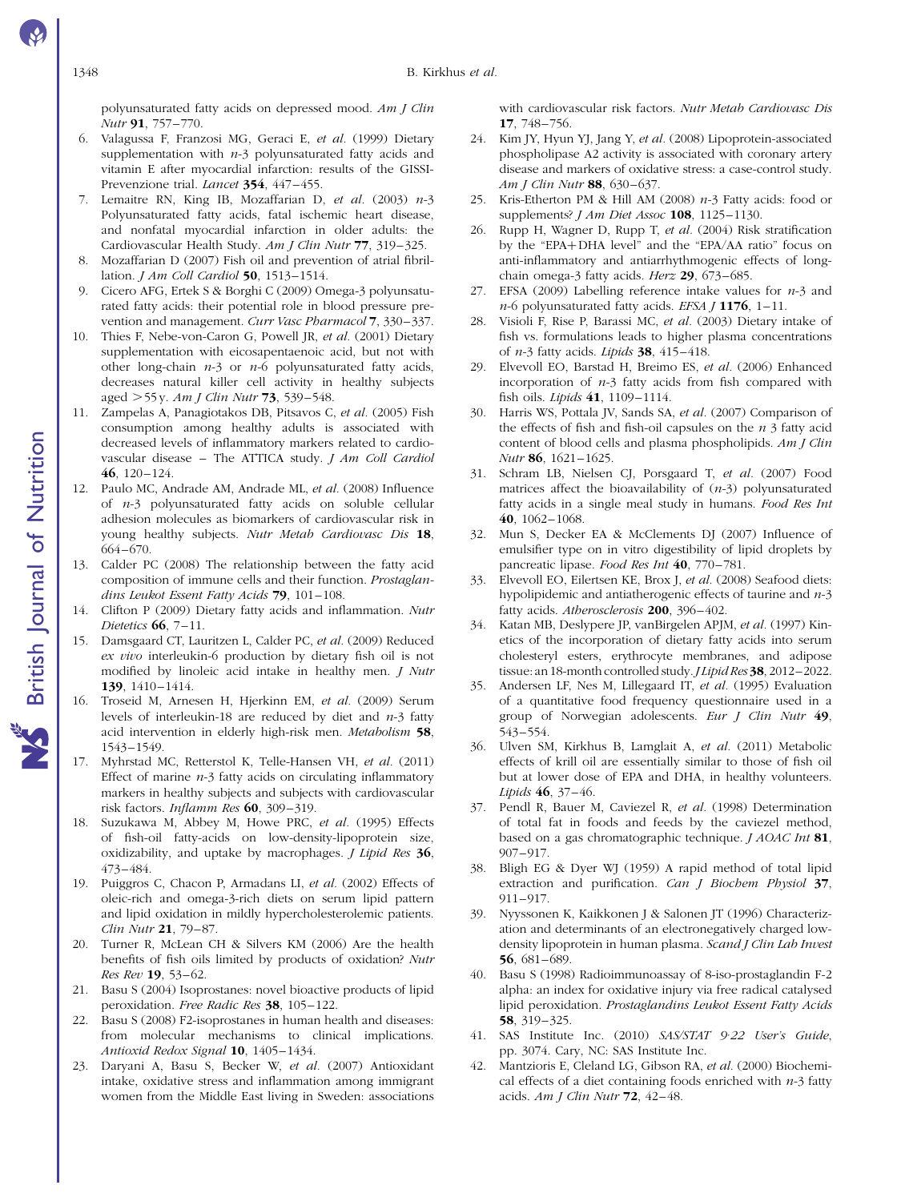polyunsaturated fatty acids on depressed mood. *Am J Clin Nutr* **91**, 757–770.

6. Valagussa F, Franzosi MG, Geraci E, *et al.* (1999) Dietary supplementation with *n*-3 polyunsaturated fatty acids and vitamin E after myocardial infarction: results of the GISSI-Prevenzione trial. *Lancet* **354**, 447–455.
7. Lemaitre RN, King IB, Mozaffarian D, *et al.* (2003) *n*-3 Polyunsaturated fatty acids, fatal ischemic heart disease, and nonfatal myocardial infarction in older adults: the Cardiovascular Health Study. *Am J Clin Nutr* **77**, 319–325.
8. Mozaffarian D (2007) Fish oil and prevention of atrial fibrillation. *J Am Coll Cardiol* **50**, 1513–1514.
9. Cicero AFG, Ertek S & Borghi C (2009) Omega-3 polyunsaturated fatty acids: their potential role in blood pressure prevention and management. *Curr Vasc Pharmacol* **7**, 330–337.
10. Thies F, Nebe-von-Caron G, Powell JR, *et al.* (2001) Dietary supplementation with eicosapentaenoic acid, but not with other long-chain *n*-3 or *n*-6 polyunsaturated fatty acids, decreases natural killer cell activity in healthy subjects aged >55 y. *Am J Clin Nutr* **73**, 539–548.
11. Zampelas A, Panagiotakos DB, Pitsavos C, *et al.* (2005) Fish consumption among healthy adults is associated with decreased levels of inflammatory markers related to cardiovascular disease – The ATTICA study. *J Am Coll Cardiol* **46**, 120–124.
12. Paulo MC, Andrade AM, Andrade ML, *et al.* (2008) Influence of *n*-3 polyunsaturated fatty acids on soluble cellular adhesion molecules as biomarkers of cardiovascular risk in young healthy subjects. *Nutr Metab Cardiovasc Dis* **18**, 664–670.
13. Calder PC (2008) The relationship between the fatty acid composition of immune cells and their function. *Prostaglandins Leukot Essent Fatty Acids* **79**, 101–108.
14. Clifton P (2009) Dietary fatty acids and inflammation. *Nutr Dietetics* **66**, 7–11.
15. Damsgaard CT, Lauritzen L, Calder PC, *et al.* (2009) Reduced *ex vivo* interleukin-6 production by dietary fish oil is not modified by linoleic acid intake in healthy men. *J Nutr* **139**, 1410–1414.
16. Troseid M, Arnesen H, Hjerkinn EM, *et al.* (2009) Serum levels of interleukin-18 are reduced by diet and *n*-3 fatty acid intervention in elderly high-risk men. *Metabolism* **58**, 1543–1549.
17. Myhrstad MC, Retterstol K, Telle-Hansen VH, *et al.* (2011) Effect of marine *n*-3 fatty acids on circulating inflammatory markers in healthy subjects and subjects with cardiovascular risk factors. *Inflamm Res* **60**, 309–319.
18. Suzukawa M, Abbey M, Howe PRC, *et al.* (1995) Effects of fish-oil fatty-acids on low-density-lipoprotein size, oxidizability, and uptake by macrophages. *J Lipid Res* **36**, 473–484.
19. Puiggros C, Chacon P, Armadans LI, *et al.* (2002) Effects of oleic-rich and omega-3-rich diets on serum lipid pattern and lipid oxidation in mildly hypercholesterolemic patients. *Clin Nutr* **21**, 79–87.
20. Turner R, McLean CH & Silvers KM (2006) Are the health benefits of fish oils limited by products of oxidation? *Nutr Res Rev* **19**, 53–62.
21. Basu S (2004) Isoprostanes: novel bioactive products of lipid peroxidation. *Free Radic Res* **38**, 105–122.
22. Basu S (2008) F2-isoprostanes in human health and diseases: from molecular mechanisms to clinical implications. *Antioxid Redox Signal* **10**, 1405–1434.
23. Daryani A, Basu S, Becker W, *et al.* (2007) Antioxidant intake, oxidative stress and inflammation among immigrant women from the Middle East living in Sweden: associations with cardiovascular risk factors. *Nutr Metab Cardiovasc Dis* **17**, 748–756.
24. Kim JY, Hyun YJ, Jang Y, *et al.* (2008) Lipoprotein-associated phospholipase A2 activity is associated with coronary artery disease and markers of oxidative stress: a case-control study. *Am J Clin Nutr* **88**, 630–637.
25. Kris-Etherton PM & Hill AM (2008) *n*-3 Fatty acids: food or supplements? *J Am Diet Assoc* **108**, 1125–1130.
26. Rupp H, Wagner D, Rupp T, *et al.* (2004) Risk stratification by the "EPA+DHA level" and the "EPA/AA ratio" focus on anti-inflammatory and antiarrhythmogenic effects of long-chain omega-3 fatty acids. *Herz* **29**, 673–685.
27. EFSA (2009) Labelling reference intake values for *n*-3 and *n*-6 polyunsaturated fatty acids. *EFSA J* **1176**, 1–11.
28. Visioli F, Rise P, Barassi MC, *et al.* (2003) Dietary intake of fish vs. formulations leads to higher plasma concentrations of *n*-3 fatty acids. *Lipids* **38**, 415–418.
29. Elvevoll EO, Barstad H, Breimo ES, *et al.* (2006) Enhanced incorporation of *n*-3 fatty acids from fish compared with fish oils. *Lipids* **41**, 1109–1114.
30. Harris WS, Pottala JV, Sands SA, *et al.* (2007) Comparison of the effects of fish and fish-oil capsules on the *n* 3 fatty acid content of blood cells and plasma phospholipids. *Am J Clin Nutr* **86**, 1621–1625.
31. Schram LB, Nielsen CJ, Porsgaard T, *et al.* (2007) Food matrices affect the bioavailability of (*n*-3) polyunsaturated fatty acids in a single meal study in humans. *Food Res Int* **40**, 1062–1068.
32. Mun S, Decker EA & McClements DJ (2007) Influence of emulsifier type on in vitro digestibility of lipid droplets by pancreatic lipase. *Food Res Int* **40**, 770–781.
33. Elvevoll EO, Eilertsen KE, Brox J, *et al.* (2008) Seafood diets: hypolipidemic and antiatherogenic effects of taurine and *n*-3 fatty acids. *Atherosclerosis* **200**, 396–402.
34. Katan MB, Deslypere JP, vanBirgelen APJM, *et al.* (1997) Kinetics of the incorporation of dietary fatty acids into serum cholesteryl esters, erythrocyte membranes, and adipose tissue: an 18-month controlled study. *J Lipid Res* **38**, 2012–2022.
35. Andersen LF, Nes M, Lillegaard IT, *et al.* (1995) Evaluation of a quantitative food frequency questionnaire used in a group of Norwegian adolescents. *Eur J Clin Nutr* **49**, 543–554.
36. Ulven SM, Kirkhus B, Lamglait A, *et al.* (2011) Metabolic effects of krill oil are essentially similar to those of fish oil but at lower dose of EPA and DHA, in healthy volunteers. *Lipids* **46**, 37–46.
37. Pendl R, Bauer M, Caviezel R, *et al.* (1998) Determination of total fat in foods and feeds by the caviezel method, based on a gas chromatographic technique. *J AOAC Int* **81**, 907–917.
38. Bligh EG & Dyer WJ (1959) A rapid method of total lipid extraction and purification. *Can J Biochem Physiol* **37**, 911–917.
39. Nyyssonen K, Kaikkonen J & Salonen JT (1996) Characterization and determinants of an electronegatively charged low-density lipoprotein in human plasma. *Scand J Clin Lab Invest* **56**, 681–689.
40. Basu S (1998) Radioimmunoassay of 8-iso-prostaglandin F-2 alpha: an index for oxidative injury via free radical catalysed lipid peroxidation. *Prostaglandins Leukot Essent Fatty Acids* **58**, 319–325.
41. SAS Institute Inc. (2010) *SAS/STAT 9·22 User's Guide*, pp. 3074. Cary, NC: SAS Institute Inc.
42. Mantzioris E, Cleland LG, Gibson RA, *et al.* (2000) Biochemical effects of a diet containing foods enriched with *n*-3 fatty acids. *Am J Clin Nutr* **72**, 42–48.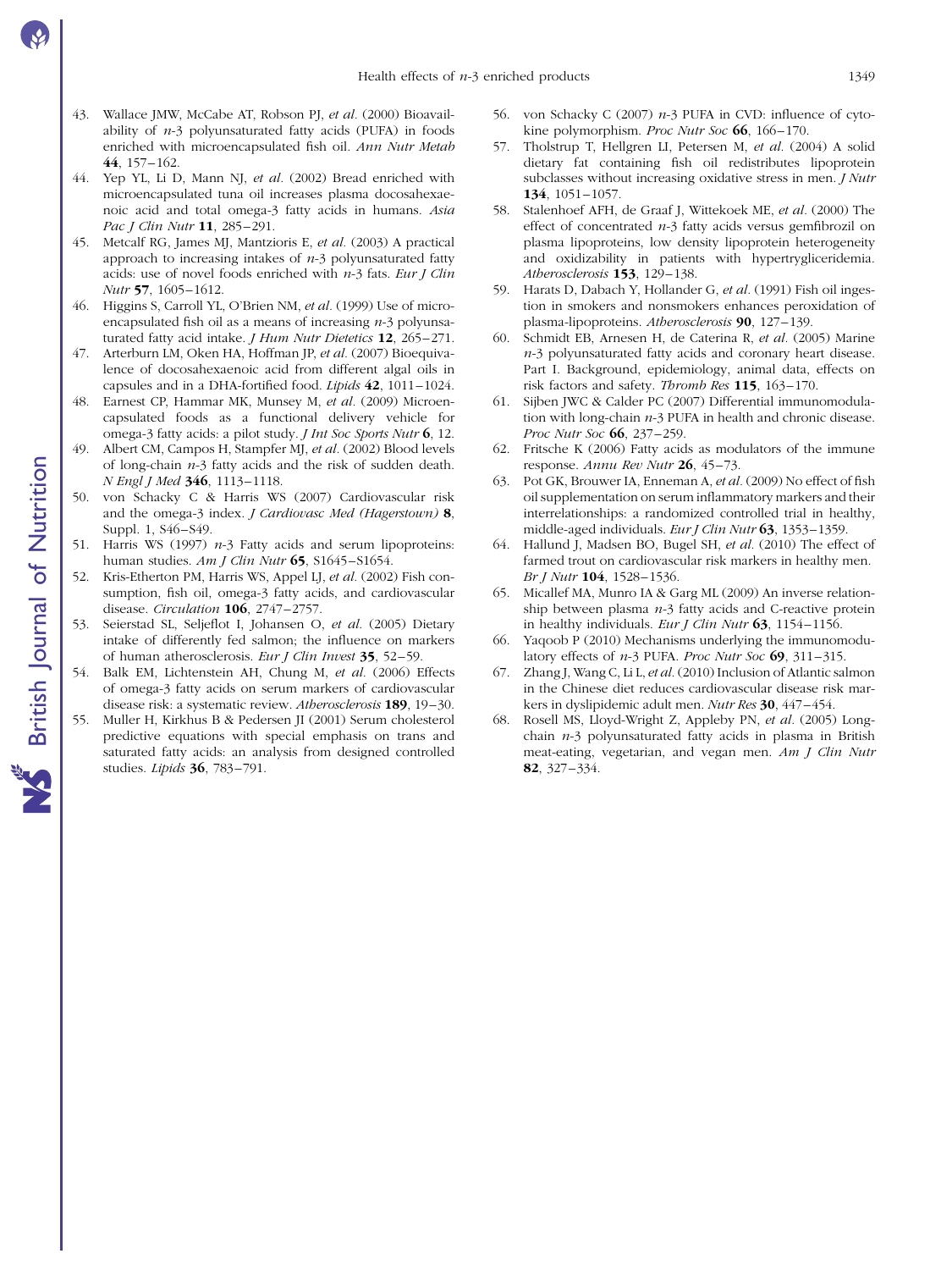43. Wallace JMW, McCabe AT, Robson PJ, *et al.* (2000) Bioavailability of *n*-3 polyunsaturated fatty acids (PUFA) in foods enriched with microencapsulated fish oil. *Ann Nutr Metab* **44**, 157–162.
44. Yep YL, Li D, Mann NJ, *et al.* (2002) Bread enriched with microencapsulated tuna oil increases plasma docosahexaenoic acid and total omega-3 fatty acids in humans. *Asia Pac J Clin Nutr* **11**, 285–291.
45. Metcalf RG, James MJ, Mantzioris E, *et al.* (2003) A practical approach to increasing intakes of *n*-3 polyunsaturated fatty acids: use of novel foods enriched with *n*-3 fats. *Eur J Clin Nutr* **57**, 1605–1612.
46. Higgins S, Carroll YL, O'Brien NM, *et al.* (1999) Use of microencapsulated fish oil as a means of increasing *n*-3 polyunsaturated fatty acid intake. *J Hum Nutr Dietetics* **12**, 265–271.
47. Arterburn LM, Oken HA, Hoffman JP, *et al.* (2007) Bioequivalence of docosahexaenoic acid from different algal oils in capsules and in a DHA-fortified food. *Lipids* **42**, 1011–1024.
48. Earnest CP, Hammar MK, Munsey M, *et al.* (2009) Microencapsulated foods as a functional delivery vehicle for omega-3 fatty acids: a pilot study. *J Int Soc Sports Nutr* **6**, 12.
49. Albert CM, Campos H, Stampfer MJ, *et al.* (2002) Blood levels of long-chain *n*-3 fatty acids and the risk of sudden death. *N Engl J Med* **346**, 1113–1118.
50. von Schacky C & Harris WS (2007) Cardiovascular risk and the omega-3 index. *J Cardiovasc Med (Hagerstown)* **8**, Suppl. 1, S46–S49.
51. Harris WS (1997) *n*-3 Fatty acids and serum lipoproteins: human studies. *Am J Clin Nutr* **65**, S1645–S1654.
52. Kris-Etherton PM, Harris WS, Appel LJ, *et al.* (2002) Fish consumption, fish oil, omega-3 fatty acids, and cardiovascular disease. *Circulation* **106**, 2747–2757.
53. Seierstad SL, Seljeflot I, Johansen O, *et al.* (2005) Dietary intake of differently fed salmon; the influence on markers of human atherosclerosis. *Eur J Clin Invest* **35**, 52–59.
54. Balk EM, Lichtenstein AH, Chung M, *et al.* (2006) Effects of omega-3 fatty acids on serum markers of cardiovascular disease risk: a systematic review. *Atherosclerosis* **189**, 19–30.
55. Muller H, Kirkhus B & Pedersen JI (2001) Serum cholesterol predictive equations with special emphasis on trans and saturated fatty acids: an analysis from designed controlled studies. *Lipids* **36**, 783–791.
56. von Schacky C (2007) *n*-3 PUFA in CVD: influence of cytokine polymorphism. *Proc Nutr Soc* **66**, 166–170.
57. Tholstrup T, Hellgren LI, Petersen M, *et al.* (2004) A solid dietary fat containing fish oil redistributes lipoprotein subclasses without increasing oxidative stress in men. *J Nutr* **134**, 1051–1057.
58. Stalenhoef AFH, de Graaf J, Wittekoek ME, *et al.* (2000) The effect of concentrated *n*-3 fatty acids versus gemfibrozil on plasma lipoproteins, low density lipoprotein heterogeneity and oxidizability in patients with hypertrygliceridemia. *Atherosclerosis* **153**, 129–138.
59. Harats D, Dabach Y, Hollander G, *et al.* (1991) Fish oil ingestion in smokers and nonsmokers enhances peroxidation of plasma-lipoproteins. *Atherosclerosis* **90**, 127–139.
60. Schmidt EB, Arnesen H, de Caterina R, *et al.* (2005) Marine *n*-3 polyunsaturated fatty acids and coronary heart disease. Part I. Background, epidemiology, animal data, effects on risk factors and safety. *Thromb Res* **115**, 163–170.
61. Sijben JWC & Calder PC (2007) Differential immunomodulation with long-chain *n*-3 PUFA in health and chronic disease. *Proc Nutr Soc* **66**, 237–259.
62. Fritsche K (2006) Fatty acids as modulators of the immune response. *Annu Rev Nutr* **26**, 45–73.
63. Pot GK, Brouwer IA, Enneman A, *et al.* (2009) No effect of fish oil supplementation on serum inflammatory markers and their interrelationships: a randomized controlled trial in healthy, middle-aged individuals. *Eur J Clin Nutr* **63**, 1353–1359.
64. Hallund J, Madsen BO, Bugel SH, *et al.* (2010) The effect of farmed trout on cardiovascular risk markers in healthy men. *Br J Nutr* **104**, 1528–1536.
65. Micallef MA, Munro IA & Garg ML (2009) An inverse relationship between plasma *n*-3 fatty acids and C-reactive protein in healthy individuals. *Eur J Clin Nutr* **63**, 1154–1156.
66. Yaqoob P (2010) Mechanisms underlying the immunomodulatory effects of *n*-3 PUFA. *Proc Nutr Soc* **69**, 311–315.
67. Zhang J, Wang C, Li L, *et al.* (2010) Inclusion of Atlantic salmon in the Chinese diet reduces cardiovascular disease risk markers in dyslipidemic adult men. *Nutr Res* **30**, 447–454.
68. Rosell MS, Lloyd-Wright Z, Appleby PN, *et al.* (2005) Long-chain *n*-3 polyunsaturated fatty acids in plasma in British meat-eating, vegetarian, and vegan men. *Am J Clin Nutr* **82**, 327–334.